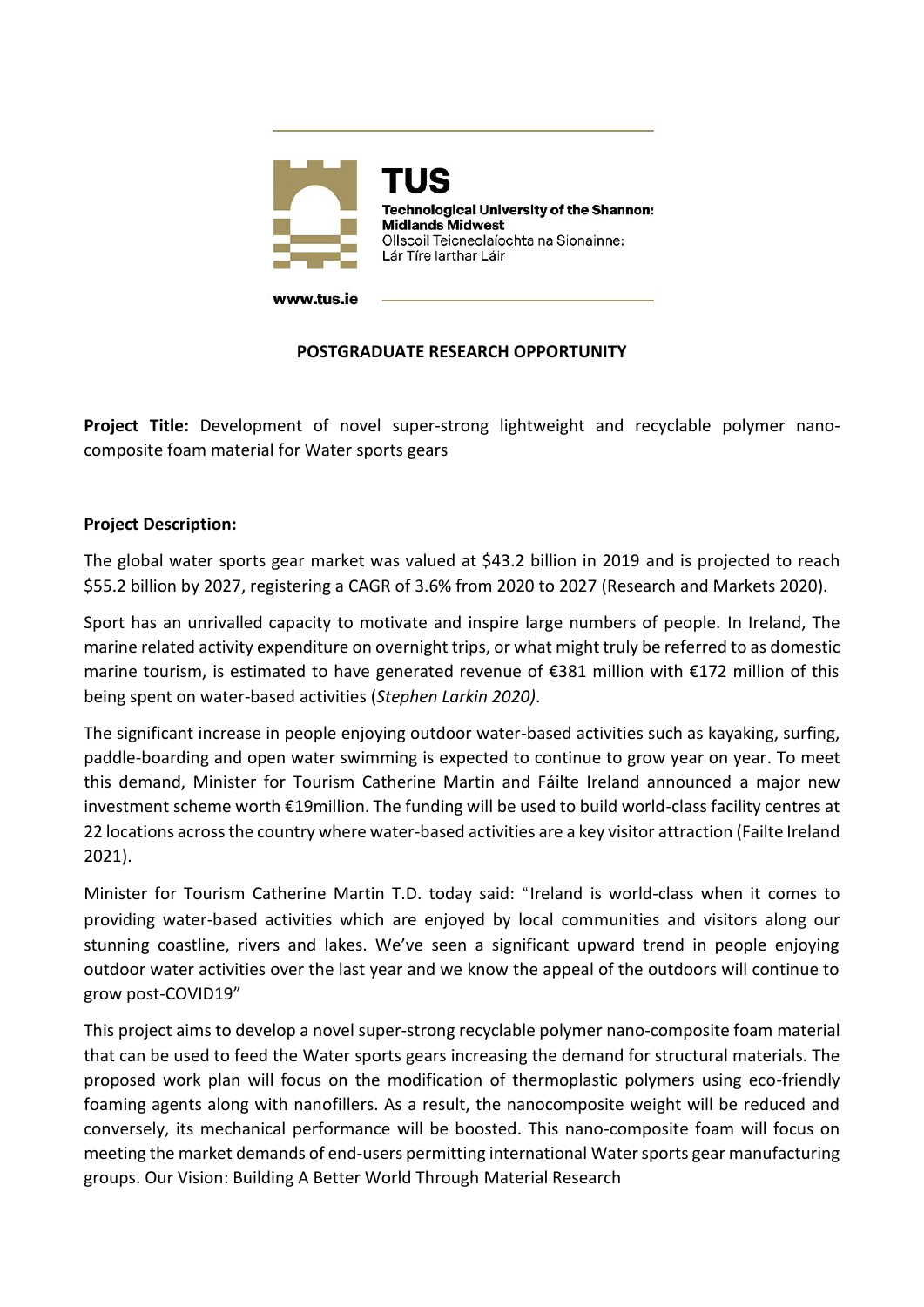TUS

**Technological University of the Shannon: Midlands Midwest**
Ollscoil Teicneolaíochta na Sionainne: Lár Tíre Iarthar Láir

www.tus.ie

**POSTGRADUATE RESEARCH OPPORTUNITY**

**Project Title:** Development of novel super-strong lightweight and recyclable polymer nano-composite foam material for Water sports gears

**Project Description:**

The global water sports gear market was valued at $43.2 billion in 2019 and is projected to reach $55.2 billion by 2027, registering a CAGR of 3.6% from 2020 to 2027 (Research and Markets 2020).

Sport has an unrivalled capacity to motivate and inspire large numbers of people. In Ireland, The marine related activity expenditure on overnight trips, or what might truly be referred to as domestic marine tourism, is estimated to have generated revenue of €381 million with €172 million of this being spent on water-based activities (*Stephen Larkin 2020)*.

The significant increase in people enjoying outdoor water-based activities such as kayaking, surfing, paddle-boarding and open water swimming is expected to continue to grow year on year. To meet this demand, Minister for Tourism Catherine Martin and Fáilte Ireland announced a major new investment scheme worth €19million. The funding will be used to build world-class facility centres at 22 locations across the country where water-based activities are a key visitor attraction (Failte Ireland 2021).

Minister for Tourism Catherine Martin T.D. today said: "Ireland is world-class when it comes to providing water-based activities which are enjoyed by local communities and visitors along our stunning coastline, rivers and lakes. We've seen a significant upward trend in people enjoying outdoor water activities over the last year and we know the appeal of the outdoors will continue to grow post-COVID19"

This project aims to develop a novel super-strong recyclable polymer nano-composite foam material that can be used to feed the Water sports gears increasing the demand for structural materials. The proposed work plan will focus on the modification of thermoplastic polymers using eco-friendly foaming agents along with nanofillers. As a result, the nanocomposite weight will be reduced and conversely, its mechanical performance will be boosted. This nano-composite foam will focus on meeting the market demands of end-users permitting international Water sports gear manufacturing groups. Our Vision: Building A Better World Through Material Research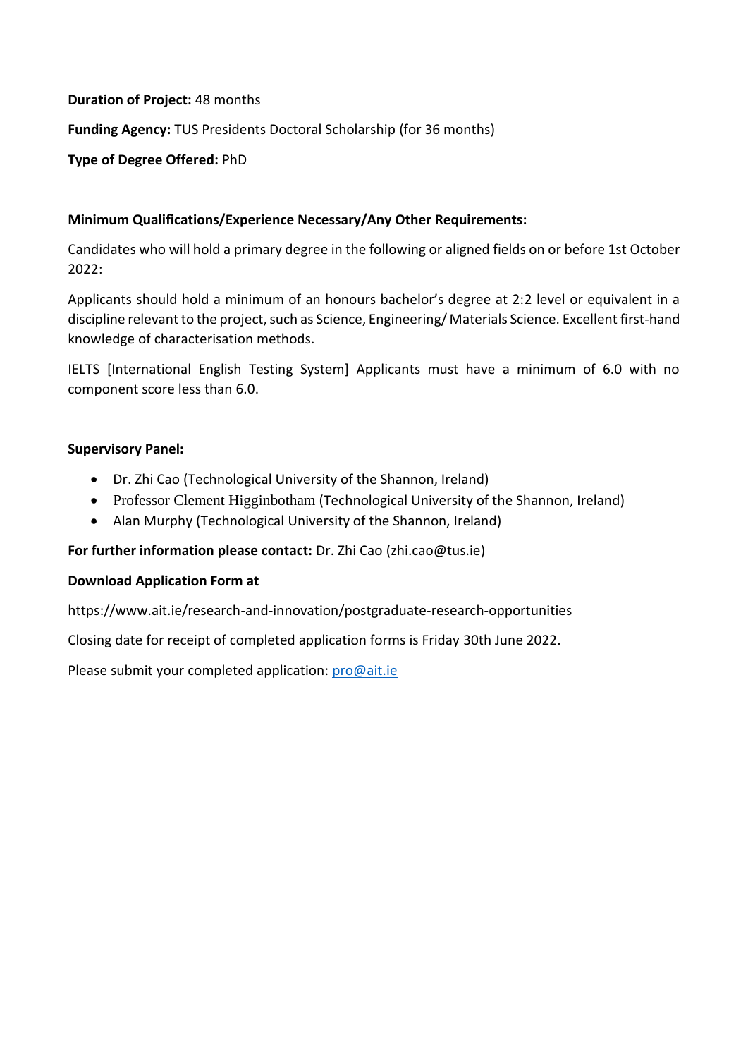**Duration of Project:** 48 months

**Funding Agency:** TUS Presidents Doctoral Scholarship (for 36 months)

**Type of Degree Offered:** PhD

**Minimum Qualifications/Experience Necessary/Any Other Requirements:**

Candidates who will hold a primary degree in the following or aligned fields on or before 1st October 2022:

Applicants should hold a minimum of an honours bachelor's degree at 2:2 level or equivalent in a discipline relevant to the project, such as Science, Engineering/ Materials Science. Excellent first-hand knowledge of characterisation methods.

IELTS [International English Testing System] Applicants must have a minimum of 6.0 with no component score less than 6.0.

**Supervisory Panel:**

- Dr. Zhi Cao (Technological University of the Shannon, Ireland)
- Professor Clement Higginbotham (Technological University of the Shannon, Ireland)
- Alan Murphy (Technological University of the Shannon, Ireland)

**For further information please contact:** Dr. Zhi Cao (zhi.cao@tus.ie)

**Download Application Form at**

https://www.ait.ie/research-and-innovation/postgraduate-research-opportunities

Closing date for receipt of completed application forms is Friday 30th June 2022.

Please submit your completed application: pro@ait.ie